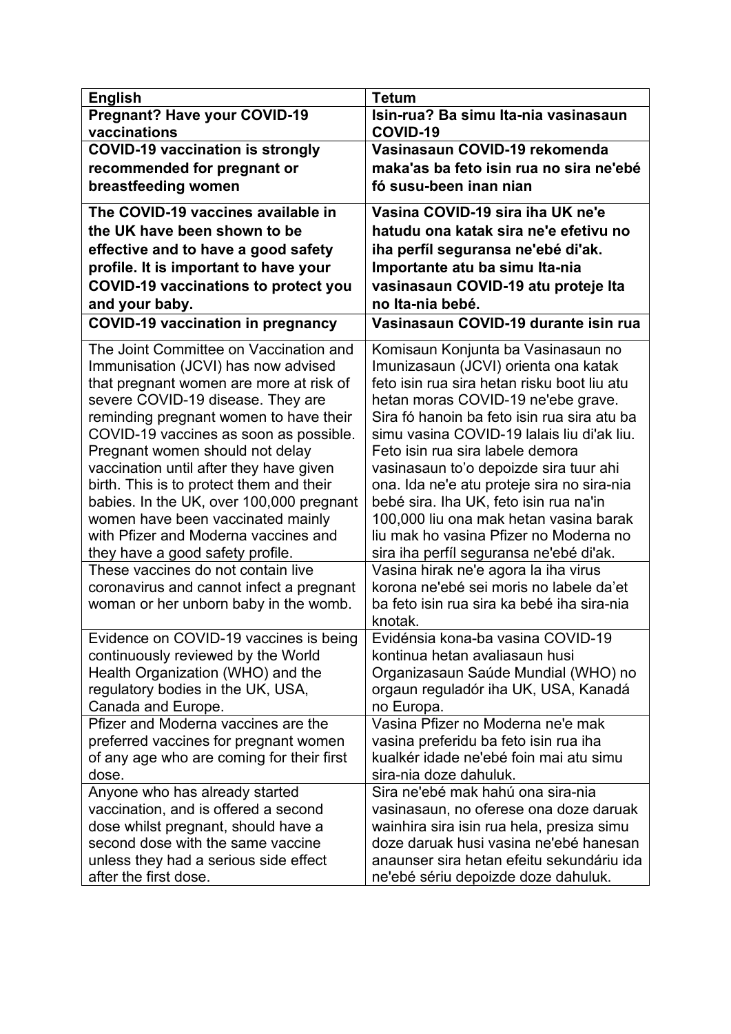| English | Tetum |
| --- | --- |
| **Pregnant? Have your COVID-19 vaccinations** | **Isin-rua? Ba simu Ita-nia vasinasaun COVID-19** |
| **COVID-19 vaccination is strongly recommended for pregnant or breastfeeding women** | **Vasinasaun COVID-19 rekomenda maka'as ba feto isin rua no sira ne'ebé fó susu-been inan nian** |
| **The COVID-19 vaccines available in the UK have been shown to be effective and to have a good safety profile. It is important to have your COVID-19 vaccinations to protect you and your baby.** | **Vasina COVID-19 sira iha UK ne'e hatudu ona katak sira ne'e efetivu no iha perfíl seguransa ne'ebé di'ak. Importante atu ba simu Ita-nia vasinasaun COVID-19 atu proteje Ita no Ita-nia bebé.** |
| **COVID-19 vaccination in pregnancy** | **Vasinasaun COVID-19 durante isin rua** |
| The Joint Committee on Vaccination and Immunisation (JCVI) has now advised that pregnant women are more at risk of severe COVID-19 disease. They are reminding pregnant women to have their COVID-19 vaccines as soon as possible. Pregnant women should not delay vaccination until after they have given birth. This is to protect them and their babies. In the UK, over 100,000 pregnant women have been vaccinated mainly with Pfizer and Moderna vaccines and they have a good safety profile. | Komisaun Konjunta ba Vasinasaun no Imunizasaun (JCVI) orienta ona katak feto isin rua sira hetan risku boot liu atu hetan moras COVID-19 ne'ebe grave. Sira fó hanoin ba feto isin rua sira atu ba simu vasina COVID-19 lalais liu di'ak liu. Feto isin rua sira labele demora vasinasaun to'o depoizde sira tuur ahi ona. Ida ne'e atu proteje sira no sira-nia bebé sira. Iha UK, feto isin rua na'in 100,000 liu ona mak hetan vasina barak liu mak ho vasina Pfizer no Moderna no sira iha perfíl seguransa ne'ebé di'ak. |
| These vaccines do not contain live coronavirus and cannot infect a pregnant woman or her unborn baby in the womb. | Vasina hirak ne'e agora la iha virus korona ne'ebé sei moris no labele da'et ba feto isin rua sira ka bebé iha sira-nia knotak. |
| Evidence on COVID-19 vaccines is being continuously reviewed by the World Health Organization (WHO) and the regulatory bodies in the UK, USA, Canada and Europe. | Evidénsia kona-ba vasina COVID-19 kontinua hetan avaliasaun husi Organizasaun Saúde Mundial (WHO) no orgaun reguladór iha UK, USA, Kanadá no Europa. |
| Pfizer and Moderna vaccines are the preferred vaccines for pregnant women of any age who are coming for their first dose. | Vasina Pfizer no Moderna ne'e mak vasina preferidu ba feto isin rua iha kualkér idade ne'ebé foin mai atu simu sira-nia doze dahuluk. |
| Anyone who has already started vaccination, and is offered a second dose whilst pregnant, should have a second dose with the same vaccine unless they had a serious side effect after the first dose. | Sira ne'ebé mak hahú ona sira-nia vasinasaun, no oferese ona doze daruak wainhira sira isin rua hela, presiza simu doze daruak husi vasina ne'ebé hanesan anaunser sira hetan efeitu sekundáriu ida ne'ebé sériu depoizde doze dahuluk. |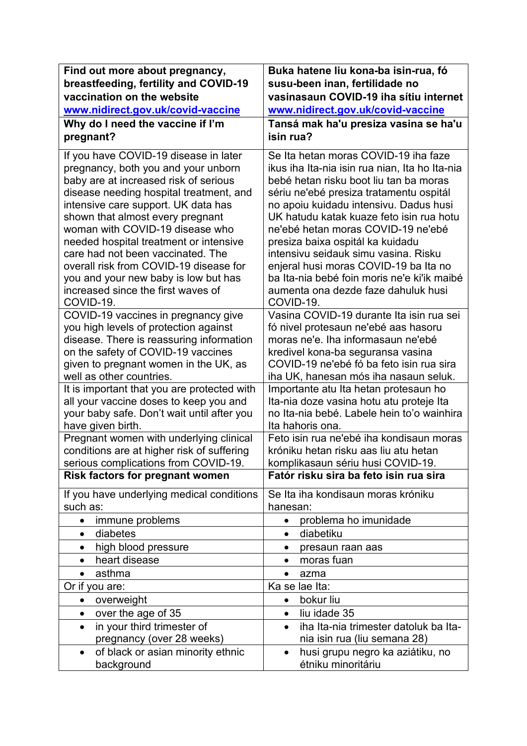| **Find out more about pregnancy, breastfeeding, fertility and COVID-19 vaccination on the website [www.nidirect.gov.uk/covid-vaccine](http://www.nidirect.gov.uk/covid-vaccine)** | **Buka hatene liu kona-ba isin-rua, fó susu-been inan, fertilidade no vasinasaun COVID-19 iha sítiu internet [www.nidirect.gov.uk/covid-vaccine](http://www.nidirect.gov.uk/covid-vaccine)** |
|---|---|
| **Why do I need the vaccine if I'm pregnant?** | **Tansá mak ha'u presiza vasina se ha'u isin rua?** |
| If you have COVID-19 disease in later pregnancy, both you and your unborn baby are at increased risk of serious disease needing hospital treatment, and intensive care support. UK data has shown that almost every pregnant woman with COVID-19 disease who needed hospital treatment or intensive care had not been vaccinated. The overall risk from COVID-19 disease for you and your new baby is low but has increased since the first waves of COVID-19. | Se Ita hetan moras COVID-19 iha faze ikus iha Ita-nia isin rua nian, Ita ho Ita-nia bebé hetan risku boot liu tan ba moras sériu ne'ebé presiza tratamentu ospitál no apoiu kuidadu intensivu. Dadus husi UK hatudu katak kuaze feto isin rua hotu ne'ebé hetan moras COVID-19 ne'ebé presiza baixa ospitál ka kuidadu intensivu seidauk simu vasina. Risku enjeral husi moras COVID-19 ba Ita no ba Ita-nia bebé foin moris ne'e ki'ik maibé aumenta ona dezde faze dahuluk husi COVID-19. |
| COVID-19 vaccines in pregnancy give you high levels of protection against disease. There is reassuring information on the safety of COVID-19 vaccines given to pregnant women in the UK, as well as other countries. | Vasina COVID-19 durante Ita isin rua sei fó nivel protesaun ne'ebé aas hasoru moras ne'e. Iha informasaun ne'ebé kredivel kona-ba seguransa vasina COVID-19 ne'ebé fó ba feto isin rua sira iha UK, hanesan mós iha nasaun seluk. |
| It is important that you are protected with all your vaccine doses to keep you and your baby safe. Don't wait until after you have given birth. | Importante atu Ita hetan protesaun ho Ita-nia doze vasina hotu atu proteje Ita no Ita-nia bebé. Labele hein to'o wainhira Ita hahoris ona. |
| Pregnant women with underlying clinical conditions are at higher risk of suffering serious complications from COVID-19. | Feto isin rua ne'ebé iha kondisaun moras króniku hetan risku aas liu atu hetan komplikasaun sériu husi COVID-19. |
| **Risk factors for pregnant women** | **Fatór risku sira ba feto isin rua sira** |
| If you have underlying medical conditions such as: | Se Ita iha kondisaun moras króniku hanesan: |
| • immune problems | • problema ho imunidade |
| • diabetes | • diabetiku |
| • high blood pressure | • presaun raan aas |
| • heart disease | • moras fuan |
| • asthma | • azma |
| Or if you are: | Ka se lae Ita: |
| • overweight | • bokur liu |
| • over the age of 35 | • liu idade 35 |
| • in your third trimester of pregnancy (over 28 weeks) | • iha Ita-nia trimester datoluk ba Ita-nia isin rua (liu semana 28) |
| • of black or asian minority ethnic background | • husi grupu negro ka aziátiku, no étniku minoritáriu |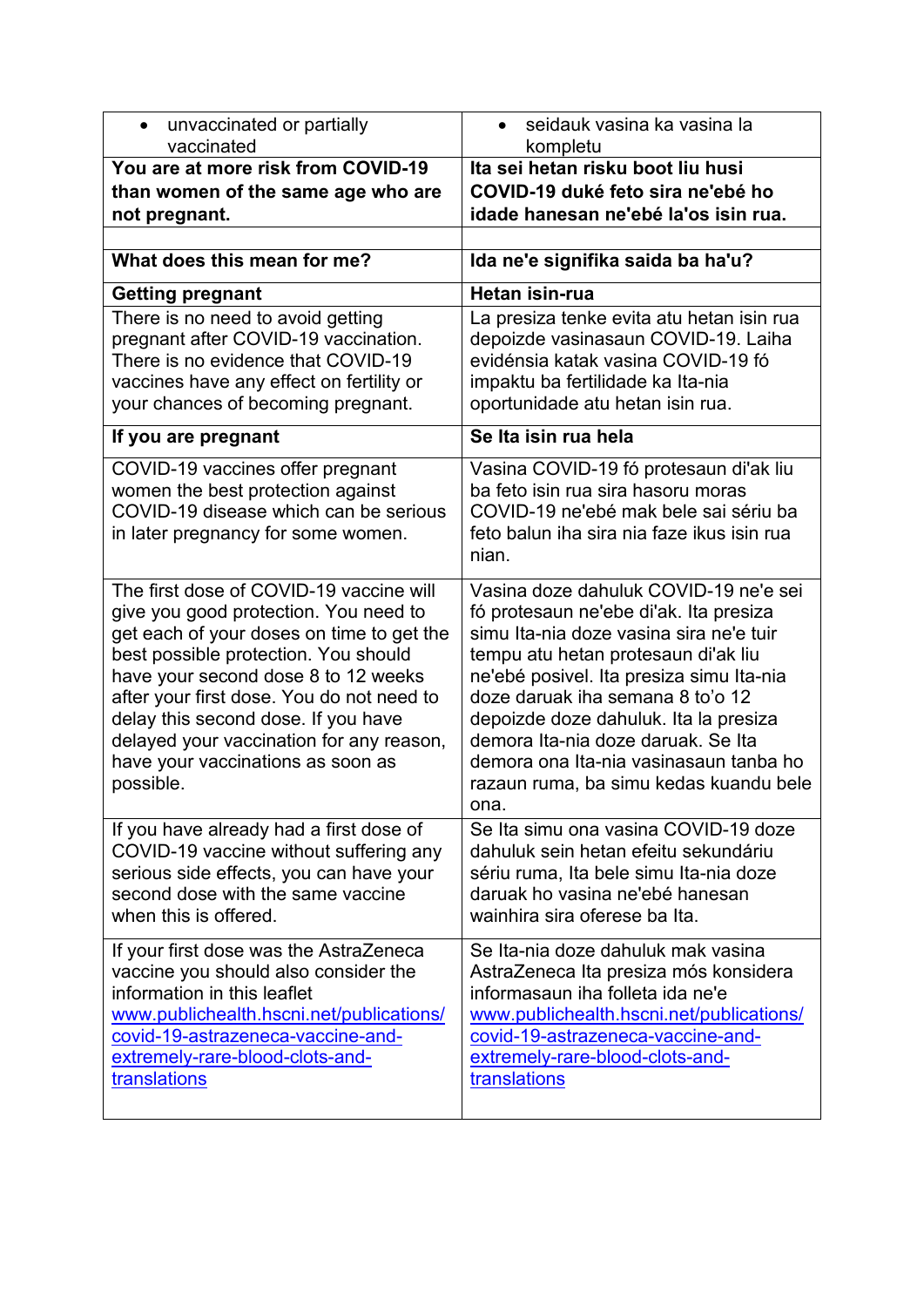| • unvaccinated or partially vaccinated | • seidauk vasina ka vasina la kompletu |
|---|---|
| **You are at more risk from COVID-19 than women of the same age who are not pregnant.** | **Ita sei hetan risku boot liu husi COVID-19 duké feto sira ne'ebé ho idade hanesan ne'ebé la'os isin rua.** |
| | |
| **What does this mean for me?** | **Ida ne'e signifika saida ba ha'u?** |
| **Getting pregnant** | **Hetan isin-rua** |
| There is no need to avoid getting pregnant after COVID-19 vaccination. There is no evidence that COVID-19 vaccines have any effect on fertility or your chances of becoming pregnant. | La presiza tenke evita atu hetan isin rua depoizde vasinasaun COVID-19. Laiha evidénsia katak vasina COVID-19 fó impaktu ba fertilidade ka Ita-nia oportunidade atu hetan isin rua. |
| **If you are pregnant** | **Se Ita isin rua hela** |
| COVID-19 vaccines offer pregnant women the best protection against COVID-19 disease which can be serious in later pregnancy for some women. | Vasina COVID-19 fó protesaun di'ak liu ba feto isin rua sira hasoru moras COVID-19 ne'ebé mak bele sai sériu ba feto balun iha sira nia faze ikus isin rua nian. |
| The first dose of COVID-19 vaccine will give you good protection. You need to get each of your doses on time to get the best possible protection. You should have your second dose 8 to 12 weeks after your first dose. You do not need to delay this second dose. If you have delayed your vaccination for any reason, have your vaccinations as soon as possible. | Vasina doze dahuluk COVID-19 ne'e sei fó protesaun ne'ebe di'ak. Ita presiza simu Ita-nia doze vasina sira ne'e tuir tempu atu hetan protesaun di'ak liu ne'ebé posivel. Ita presiza simu Ita-nia doze daruak iha semana 8 to'o 12 depoizde doze dahuluk. Ita la presiza demora Ita-nia doze daruak. Se Ita demora ona Ita-nia vasinasaun tanba ho razaun ruma, ba simu kedas kuandu bele ona. |
| If you have already had a first dose of COVID-19 vaccine without suffering any serious side effects, you can have your second dose with the same vaccine when this is offered. | Se Ita simu ona vasina COVID-19 doze dahuluk sein hetan efeitu sekundáriu sériu ruma, Ita bele simu Ita-nia doze daruak ho vasina ne'ebé hanesan wainhira sira oferese ba Ita. |
| If your first dose was the AstraZeneca vaccine you should also consider the information in this leaflet [www.publichealth.hscni.net/publications/covid-19-astrazeneca-vaccine-and-extremely-rare-blood-clots-and-translations](www.publichealth.hscni.net/publications/covid-19-astrazeneca-vaccine-and-extremely-rare-blood-clots-and-translations) | Se Ita-nia doze dahuluk mak vasina AstraZeneca Ita presiza mós konsidera informasaun iha folleta ida ne'e [www.publichealth.hscni.net/publications/covid-19-astrazeneca-vaccine-and-extremely-rare-blood-clots-and-translations](www.publichealth.hscni.net/publications/covid-19-astrazeneca-vaccine-and-extremely-rare-blood-clots-and-translations) |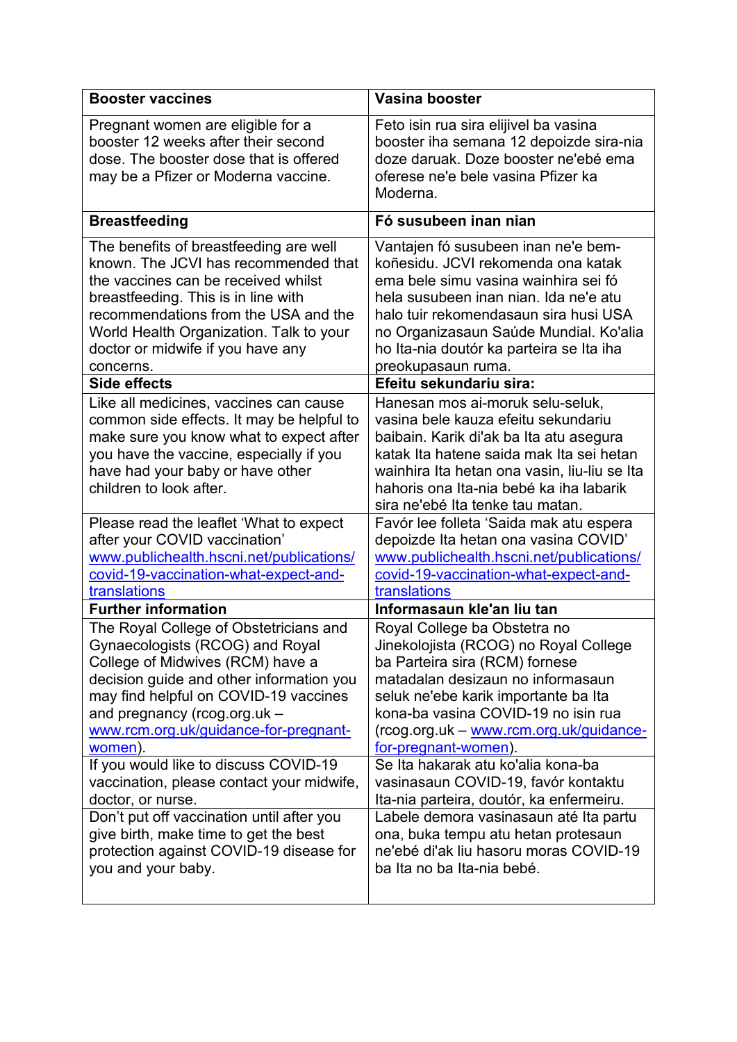| **Booster vaccines** | **Vasina booster** |
|---|---|
| Pregnant women are eligible for a booster 12 weeks after their second dose. The booster dose that is offered may be a Pfizer or Moderna vaccine. | Feto isin rua sira elijivel ba vasina booster iha semana 12 depoizde sira-nia doze daruak. Doze booster ne'ebé ema oferese ne'e bele vasina Pfizer ka Moderna. |
| **Breastfeeding** | **Fó susubeen inan nian** |
| The benefits of breastfeeding are well known. The JCVI has recommended that the vaccines can be received whilst breastfeeding. This is in line with recommendations from the USA and the World Health Organization. Talk to your doctor or midwife if you have any concerns. | Vantajen fó susubeen inan ne'e bem-koñesidu. JCVI rekomenda ona katak ema bele simu vasina wainhira sei fó hela susubeen inan nian. Ida ne'e atu halo tuir rekomendasaun sira husi USA no Organizasaun Saúde Mundial. Ko'alia ho Ita-nia doutór ka parteira se Ita iha preokupasaun ruma. |
| **Side effects** | **Efeitu sekundariu sira:** |
| Like all medicines, vaccines can cause common side effects. It may be helpful to make sure you know what to expect after you have the vaccine, especially if you have had your baby or have other children to look after. | Hanesan mos ai-moruk selu-seluk, vasina bele kauza efeitu sekundariu baibain. Karik di'ak ba Ita atu asegura katak Ita hatene saida mak Ita sei hetan wainhira Ita hetan ona vasin, liu-liu se Ita hahoris ona Ita-nia bebé ka iha labarik sira ne'ebé Ita tenke tau matan. |
| Please read the leaflet 'What to expect after your COVID vaccination' www.publichealth.hscni.net/publications/covid-19-vaccination-what-expect-and-translations | Favór lee folleta 'Saida mak atu espera depoizde Ita hetan ona vasina COVID' www.publichealth.hscni.net/publications/covid-19-vaccination-what-expect-and-translations |
| **Further information** | **Informasaun kle'an liu tan** |
| The Royal College of Obstetricians and Gynaecologists (RCOG) and Royal College of Midwives (RCM) have a decision guide and other information you may find helpful on COVID-19 vaccines and pregnancy (rcog.org.uk – www.rcm.org.uk/guidance-for-pregnant-women). | Royal College ba Obstetra no Jinekolojista (RCOG) no Royal College ba Parteira sira (RCM) fornese matadalan desizaun no informasaun seluk ne'ebe karik importante ba Ita kona-ba vasina COVID-19 no isin rua (rcog.org.uk – www.rcm.org.uk/guidance-for-pregnant-women). |
| If you would like to discuss COVID-19 vaccination, please contact your midwife, doctor, or nurse. | Se Ita hakarak atu ko'alia kona-ba vasinasaun COVID-19, favór kontaktu Ita-nia parteira, doutór, ka enfermeiru. |
| Don't put off vaccination until after you give birth, make time to get the best protection against COVID-19 disease for you and your baby. | Labele demora vasinasaun até Ita partu ona, buka tempu atu hetan protesaun ne'ebé di'ak liu hasoru moras COVID-19 ba Ita no ba Ita-nia bebé. |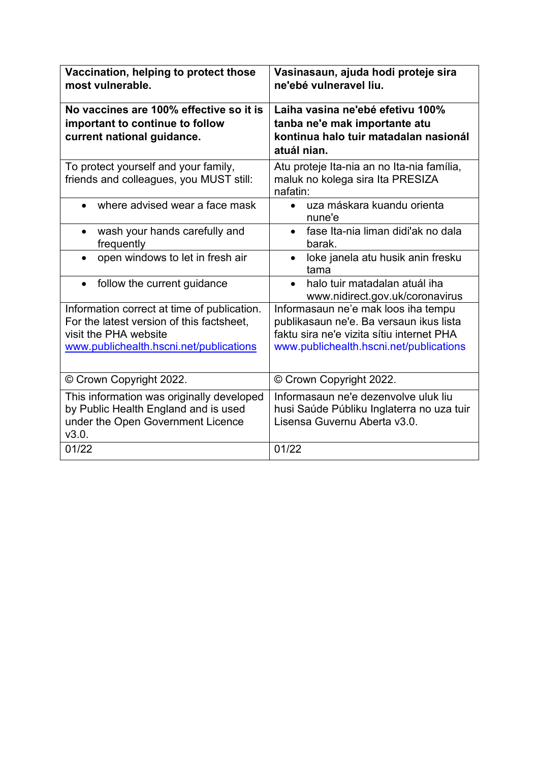| | |
|---|---|
| **Vaccination, helping to protect those most vulnerable.** | **Vasinasaun, ajuda hodi proteje sira ne'ebé vulneravel liu.** |
| **No vaccines are 100% effective so it is important to continue to follow current national guidance.** | **Laiha vasina ne'ebé efetivu 100% tanba ne'e mak importante atu kontinua halo tuir matadalan nasionál atuál nian.** |
| To protect yourself and your family, friends and colleagues, you MUST still: | Atu proteje Ita-nia an no Ita-nia família, maluk no kolega sira Ita PRESIZA nafatin: |
| • where advised wear a face mask | • uza máskara kuandu orienta nune'e |
| • wash your hands carefully and frequently | • fase Ita-nia liman didi'ak no dala barak. |
| • open windows to let in fresh air | • loke janela atu husik anin fresku tama |
| • follow the current guidance | • halo tuir matadalan atuál iha www.nidirect.gov.uk/coronavirus |
| Information correct at time of publication. For the latest version of this factsheet, visit the PHA website www.publichealth.hscni.net/publications | Informasaun ne'e mak loos iha tempu publikasaun ne'e. Ba versaun ikus lista faktu sira ne'e vizita sítiu internet PHA www.publichealth.hscni.net/publications |
| © Crown Copyright 2022. | © Crown Copyright 2022. |
| This information was originally developed by Public Health England and is used under the Open Government Licence v3.0. | Informasaun ne'e dezenvolve uluk liu husi Saúde Públiku Inglaterra no uza tuir Lisensa Guvernu Aberta v3.0. |
| 01/22 | 01/22 |